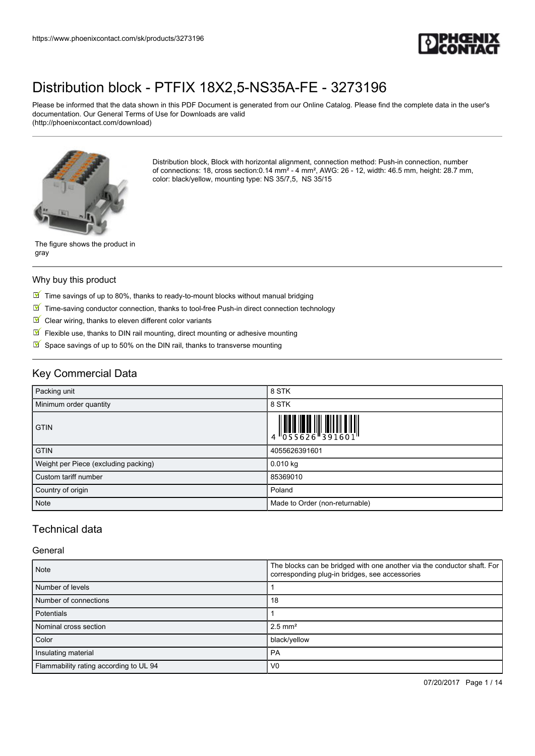# Distribution block - PTFIX 18X2,5-NS35A-FE - 3273196

Please be informed that the data shown in this PDF Document is generated from our Online Catalog. Please find the complete data in the user's documentation. Our General Terms of Use for Downloads are valid (http://phoenixcontact.com/download)

Distribution block, Block with horizontal alignment, connection method: Push-in connection, number of connections: 18, cross section:0.14 mm² - 4 mm², AWG: 26 - 12, width: 46.5 mm, height: 28.7 mm, color: black/yellow, mounting type: NS 35/7,5, NS 35/15

The figure shows the product in gray

## Why buy this product

- Time savings of up to 80%, thanks to ready-to-mount blocks without manual bridging
- Time-saving conductor connection, thanks to tool-free Push-in direct connection technology
- Clear wiring, thanks to eleven different color variants
- Flexible use, thanks to DIN rail mounting, direct mounting or adhesive mounting
- Space savings of up to 50% on the DIN rail, thanks to transverse mounting

## Key Commercial Data

| | |
|---|---|
| Packing unit | 8 STK |
| Minimum order quantity | 8 STK |
| GTIN | 4 055626 391601 |
| GTIN | 4055626391601 |
| Weight per Piece (excluding packing) | 0.010 kg |
| Custom tariff number | 85369010 |
| Country of origin | Poland |
| Note | Made to Order (non-returnable) |

## Technical data

### General

| | |
|---|---|
| Note | The blocks can be bridged with one another via the conductor shaft. For corresponding plug-in bridges, see accessories |
| Number of levels | 1 |
| Number of connections | 18 |
| Potentials | 1 |
| Nominal cross section | 2.5 mm² |
| Color | black/yellow |
| Insulating material | PA |
| Flammability rating according to UL 94 | V0 |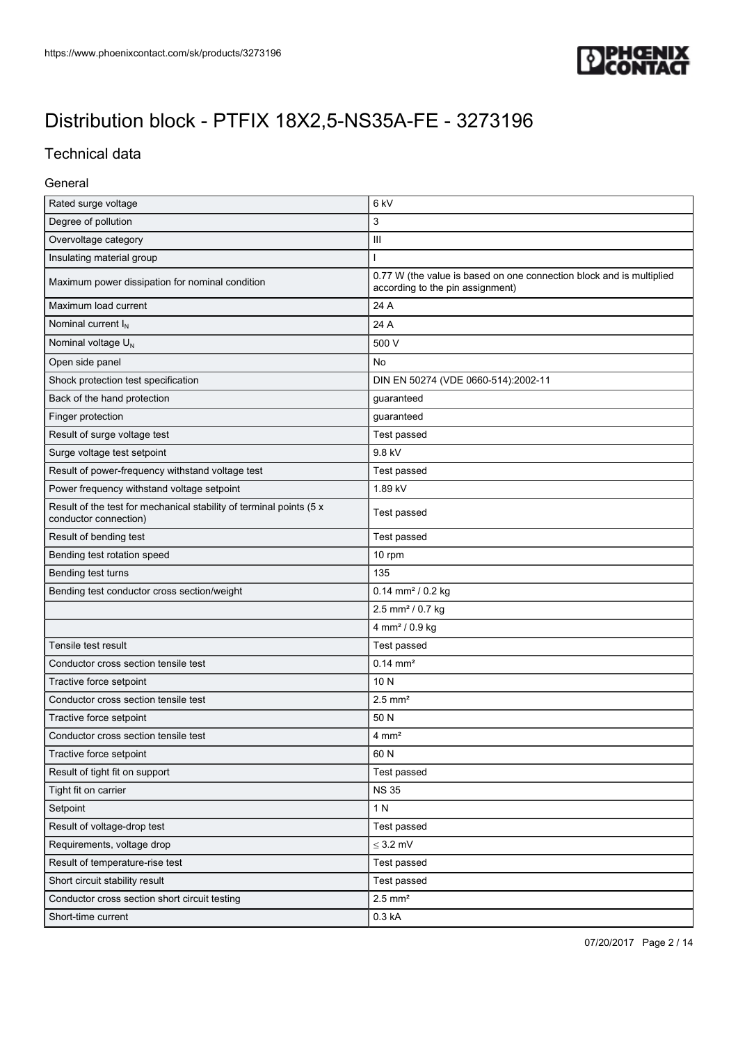# Distribution block - PTFIX 18X2,5-NS35A-FE - 3273196

## Technical data

### General

| | |
|---|---|
| Rated surge voltage | 6 kV |
| Degree of pollution | 3 |
| Overvoltage category | III |
| Insulating material group | I |
| Maximum power dissipation for nominal condition | 0.77 W (the value is based on one connection block and is multiplied according to the pin assignment) |
| Maximum load current | 24 A |
| Nominal current $I_N$ | 24 A |
| Nominal voltage $U_N$ | 500 V |
| Open side panel | No |
| Shock protection test specification | DIN EN 50274 (VDE 0660-514):2002-11 |
| Back of the hand protection | guaranteed |
| Finger protection | guaranteed |
| Result of surge voltage test | Test passed |
| Surge voltage test setpoint | 9.8 kV |
| Result of power-frequency withstand voltage test | Test passed |
| Power frequency withstand voltage setpoint | 1.89 kV |
| Result of the test for mechanical stability of terminal points (5 x conductor connection) | Test passed |
| Result of bending test | Test passed |
| Bending test rotation speed | 10 rpm |
| Bending test turns | 135 |
| Bending test conductor cross section/weight | 0.14 mm² / 0.2 kg |
| | 2.5 mm² / 0.7 kg |
| | 4 mm² / 0.9 kg |
| Tensile test result | Test passed |
| Conductor cross section tensile test | 0.14 mm² |
| Tractive force setpoint | 10 N |
| Conductor cross section tensile test | 2.5 mm² |
| Tractive force setpoint | 50 N |
| Conductor cross section tensile test | 4 mm² |
| Tractive force setpoint | 60 N |
| Result of tight fit on support | Test passed |
| Tight fit on carrier | NS 35 |
| Setpoint | 1 N |
| Result of voltage-drop test | Test passed |
| Requirements, voltage drop | ≤ 3.2 mV |
| Result of temperature-rise test | Test passed |
| Short circuit stability result | Test passed |
| Conductor cross section short circuit testing | 2.5 mm² |
| Short-time current | 0.3 kA |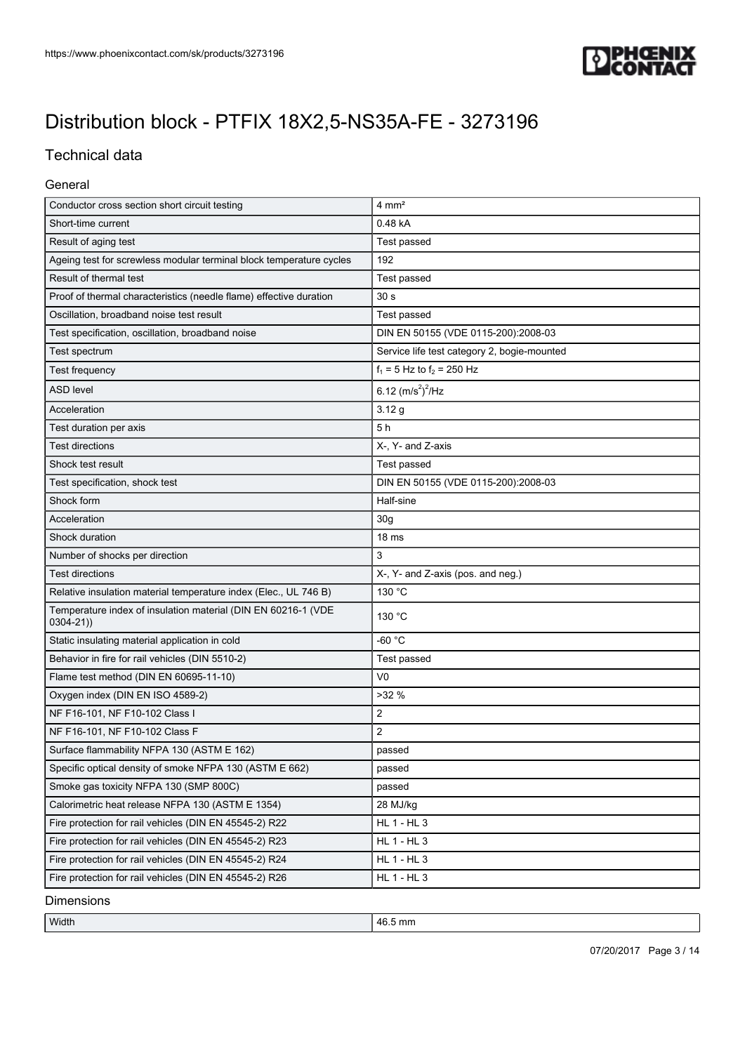# Distribution block - PTFIX 18X2,5-NS35A-FE - 3273196

## Technical data

### General

| | |
|---|---|
| Conductor cross section short circuit testing | 4 mm² |
| Short-time current | 0.48 kA |
| Result of aging test | Test passed |
| Ageing test for screwless modular terminal block temperature cycles | 192 |
| Result of thermal test | Test passed |
| Proof of thermal characteristics (needle flame) effective duration | 30 s |
| Oscillation, broadband noise test result | Test passed |
| Test specification, oscillation, broadband noise | DIN EN 50155 (VDE 0115-200):2008-03 |
| Test spectrum | Service life test category 2, bogie-mounted |
| Test frequency | $f_1$ = 5 Hz to $f_2$ = 250 Hz |
| ASD level | 6.12 $(m/s^2)^2$/Hz |
| Acceleration | 3.12 g |
| Test duration per axis | 5 h |
| Test directions | X-, Y- and Z-axis |
| Shock test result | Test passed |
| Test specification, shock test | DIN EN 50155 (VDE 0115-200):2008-03 |
| Shock form | Half-sine |
| Acceleration | 30g |
| Shock duration | 18 ms |
| Number of shocks per direction | 3 |
| Test directions | X-, Y- and Z-axis (pos. and neg.) |
| Relative insulation material temperature index (Elec., UL 746 B) | 130 °C |
| Temperature index of insulation material (DIN EN 60216-1 (VDE 0304-21)) | 130 °C |
| Static insulating material application in cold | -60 °C |
| Behavior in fire for rail vehicles (DIN 5510-2) | Test passed |
| Flame test method (DIN EN 60695-11-10) | V0 |
| Oxygen index (DIN EN ISO 4589-2) | >32 % |
| NF F16-101, NF F10-102 Class I | 2 |
| NF F16-101, NF F10-102 Class F | 2 |
| Surface flammability NFPA 130 (ASTM E 162) | passed |
| Specific optical density of smoke NFPA 130 (ASTM E 662) | passed |
| Smoke gas toxicity NFPA 130 (SMP 800C) | passed |
| Calorimetric heat release NFPA 130 (ASTM E 1354) | 28 MJ/kg |
| Fire protection for rail vehicles (DIN EN 45545-2) R22 | HL 1 - HL 3 |
| Fire protection for rail vehicles (DIN EN 45545-2) R23 | HL 1 - HL 3 |
| Fire protection for rail vehicles (DIN EN 45545-2) R24 | HL 1 - HL 3 |
| Fire protection for rail vehicles (DIN EN 45545-2) R26 | HL 1 - HL 3 |

### Dimensions

| | |
|---|---|
| Width | 46.5 mm |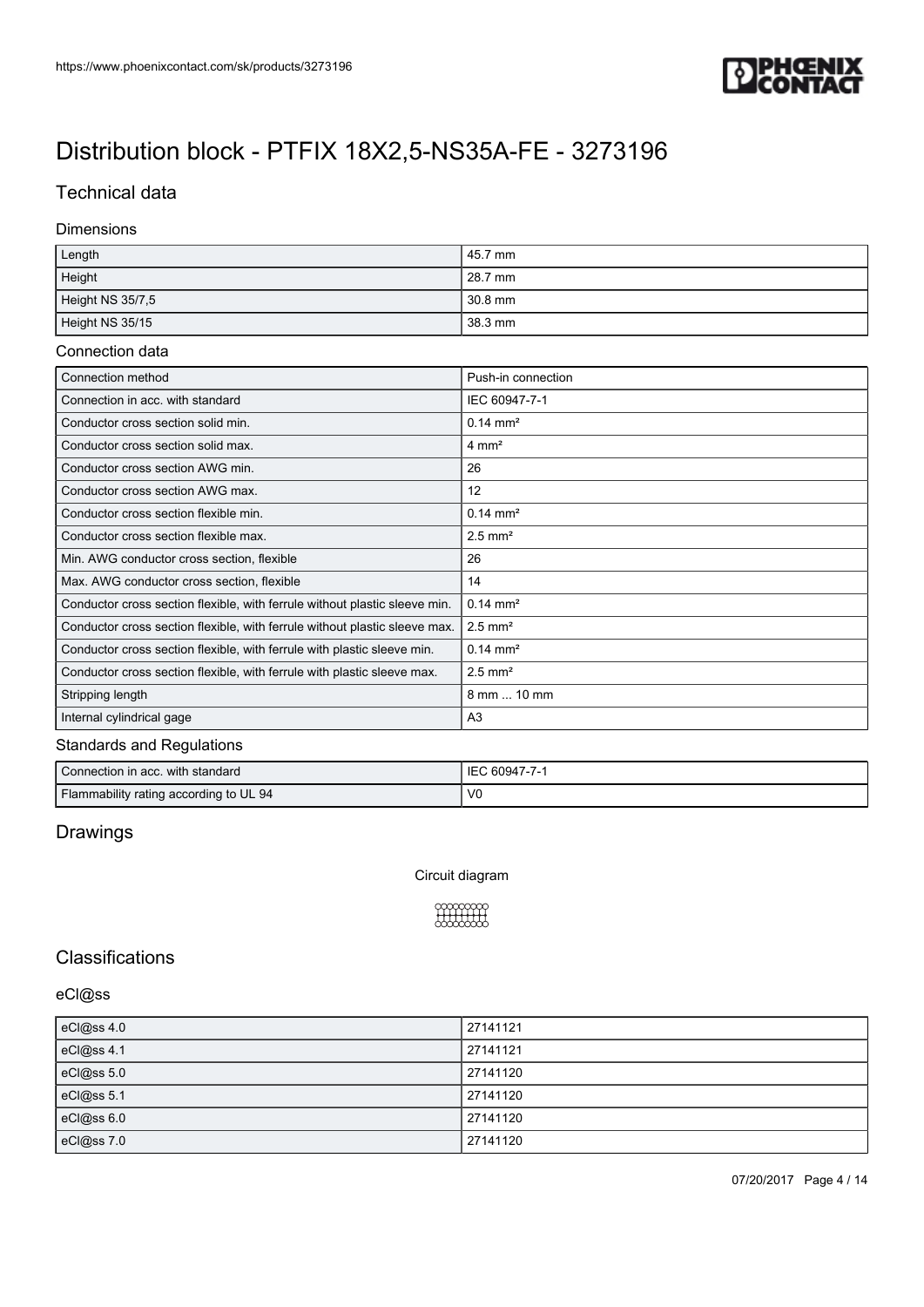# Distribution block - PTFIX 18X2,5-NS35A-FE - 3273196

## Technical data

### Dimensions

| | |
|---|---|
| Length | 45.7 mm |
| Height | 28.7 mm |
| Height NS 35/7,5 | 30.8 mm |
| Height NS 35/15 | 38.3 mm |

### Connection data

| | |
|---|---|
| Connection method | Push-in connection |
| Connection in acc. with standard | IEC 60947-7-1 |
| Conductor cross section solid min. | 0.14 mm² |
| Conductor cross section solid max. | 4 mm² |
| Conductor cross section AWG min. | 26 |
| Conductor cross section AWG max. | 12 |
| Conductor cross section flexible min. | 0.14 mm² |
| Conductor cross section flexible max. | 2.5 mm² |
| Min. AWG conductor cross section, flexible | 26 |
| Max. AWG conductor cross section, flexible | 14 |
| Conductor cross section flexible, with ferrule without plastic sleeve min. | 0.14 mm² |
| Conductor cross section flexible, with ferrule without plastic sleeve max. | 2.5 mm² |
| Conductor cross section flexible, with ferrule with plastic sleeve min. | 0.14 mm² |
| Conductor cross section flexible, with ferrule with plastic sleeve max. | 2.5 mm² |
| Stripping length | 8 mm ... 10 mm |
| Internal cylindrical gage | A3 |

### Standards and Regulations

| | |
|---|---|
| Connection in acc. with standard | IEC 60947-7-1 |
| Flammability rating according to UL 94 | V0 |

## Drawings

Circuit diagram

## Classifications

### eCl@ss

| | |
|---|---|
| eCl@ss 4.0 | 27141121 |
| eCl@ss 4.1 | 27141121 |
| eCl@ss 5.0 | 27141120 |
| eCl@ss 5.1 | 27141120 |
| eCl@ss 6.0 | 27141120 |
| eCl@ss 7.0 | 27141120 |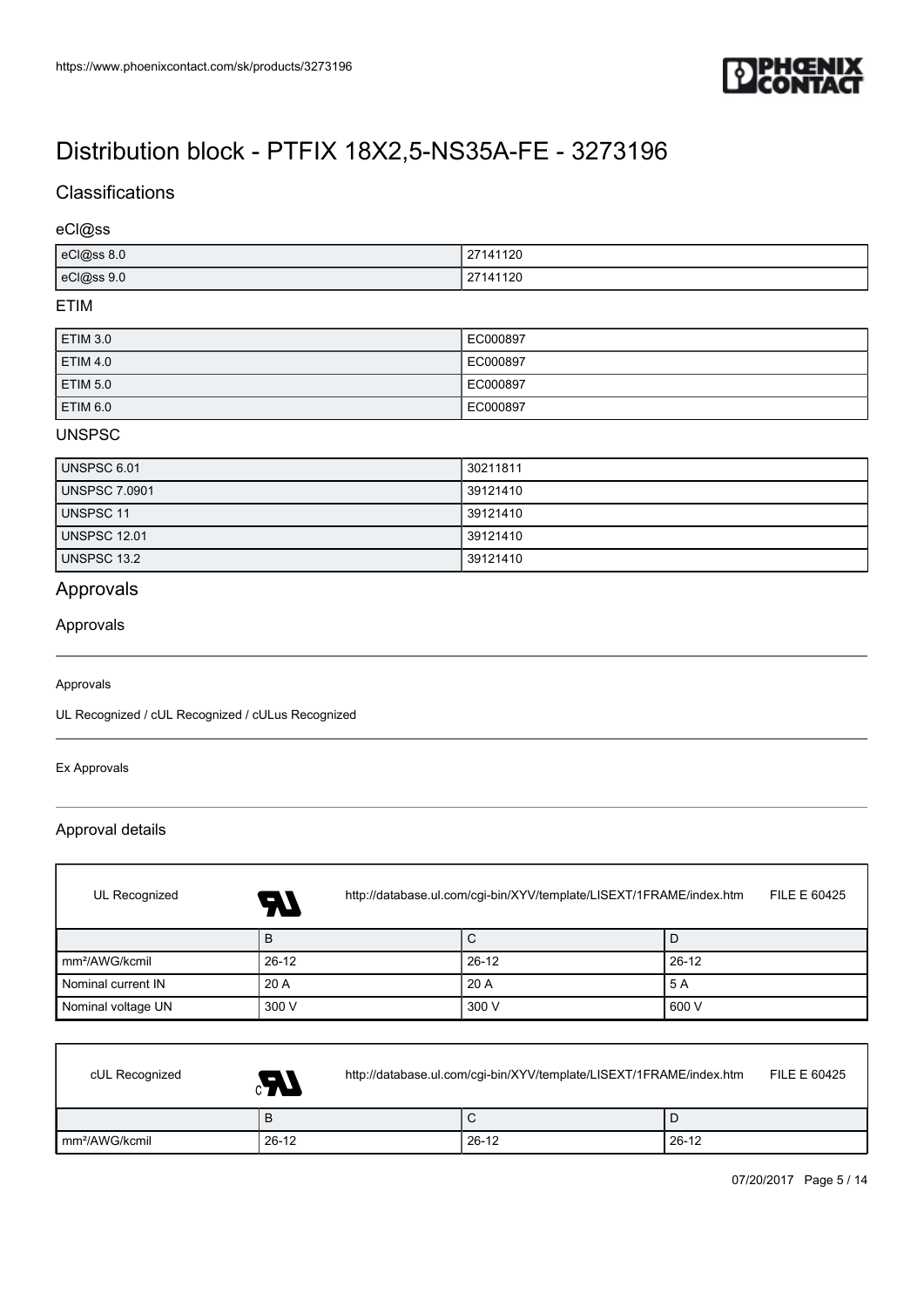# Distribution block - PTFIX 18X2,5-NS35A-FE - 3273196

## Classifications

### eCl@ss

| | |
|---|---|
| eCl@ss 8.0 | 27141120 |
| eCl@ss 9.0 | 27141120 |

### ETIM

| | |
|---|---|
| ETIM 3.0 | EC000897 |
| ETIM 4.0 | EC000897 |
| ETIM 5.0 | EC000897 |
| ETIM 6.0 | EC000897 |

### UNSPSC

| | |
|---|---|
| UNSPSC 6.01 | 30211811 |
| UNSPSC 7.0901 | 39121410 |
| UNSPSC 11 | 39121410 |
| UNSPSC 12.01 | 39121410 |
| UNSPSC 13.2 | 39121410 |

## Approvals

### Approvals

Approvals

UL Recognized / cUL Recognized / cULus Recognized

Ex Approvals

### Approval details

UL Recognized http://database.ul.com/cgi-bin/XYV/template/LISEXT/1FRAME/index.htm FILE E 60425

| | B | C | D |
|---|---|---|---|
| mm²/AWG/kcmil | 26-12 | 26-12 | 26-12 |
| Nominal current IN | 20 A | 20 A | 5 A |
| Nominal voltage UN | 300 V | 300 V | 600 V |

cUL Recognized http://database.ul.com/cgi-bin/XYV/template/LISEXT/1FRAME/index.htm FILE E 60425

| | B | C | D |
|---|---|---|---|
| mm²/AWG/kcmil | 26-12 | 26-12 | 26-12 |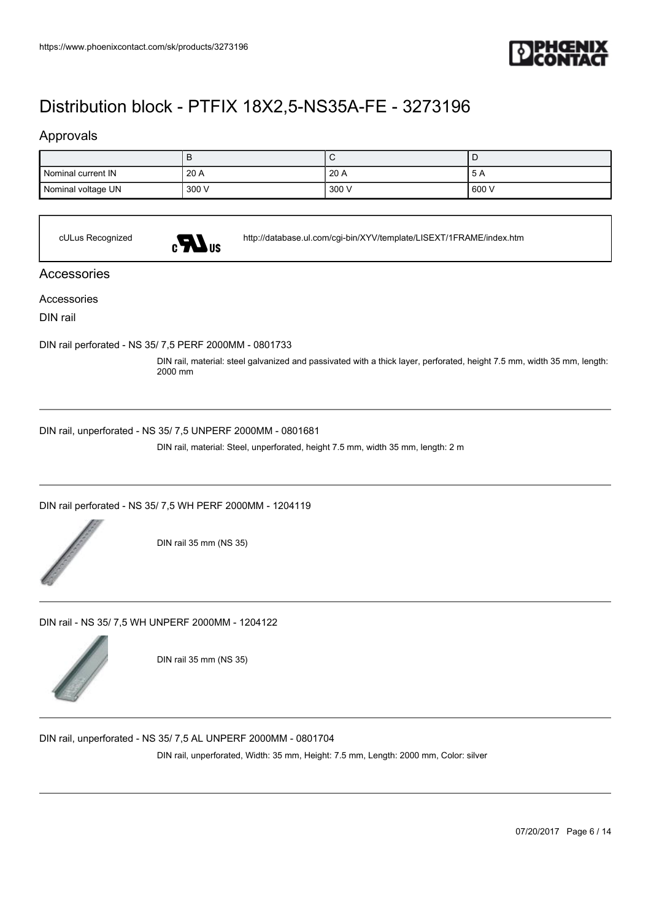# Distribution block - PTFIX 18X2,5-NS35A-FE - 3273196

## Approvals

| | B | C | D |
|---|---|---|---|
| Nominal current IN | 20 A | 20 A | 5 A |
| Nominal voltage UN | 300 V | 300 V | 600 V |

| cULus Recognized | http://database.ul.com/cgi-bin/XYV/template/LISEXT/1FRAME/index.htm |
|---|---|

## Accessories

Accessories

DIN rail

DIN rail perforated - NS 35/ 7,5 PERF 2000MM - 0801733

DIN rail, material: steel galvanized and passivated with a thick layer, perforated, height 7.5 mm, width 35 mm, length: 2000 mm

---

DIN rail, unperforated - NS 35/ 7,5 UNPERF 2000MM - 0801681

DIN rail, material: Steel, unperforated, height 7.5 mm, width 35 mm, length: 2 m

---

DIN rail perforated - NS 35/ 7,5 WH PERF 2000MM - 1204119

DIN rail 35 mm (NS 35)

---

DIN rail - NS 35/ 7,5 WH UNPERF 2000MM - 1204122

DIN rail 35 mm (NS 35)

---

DIN rail, unperforated - NS 35/ 7,5 AL UNPERF 2000MM - 0801704

DIN rail, unperforated, Width: 35 mm, Height: 7.5 mm, Length: 2000 mm, Color: silver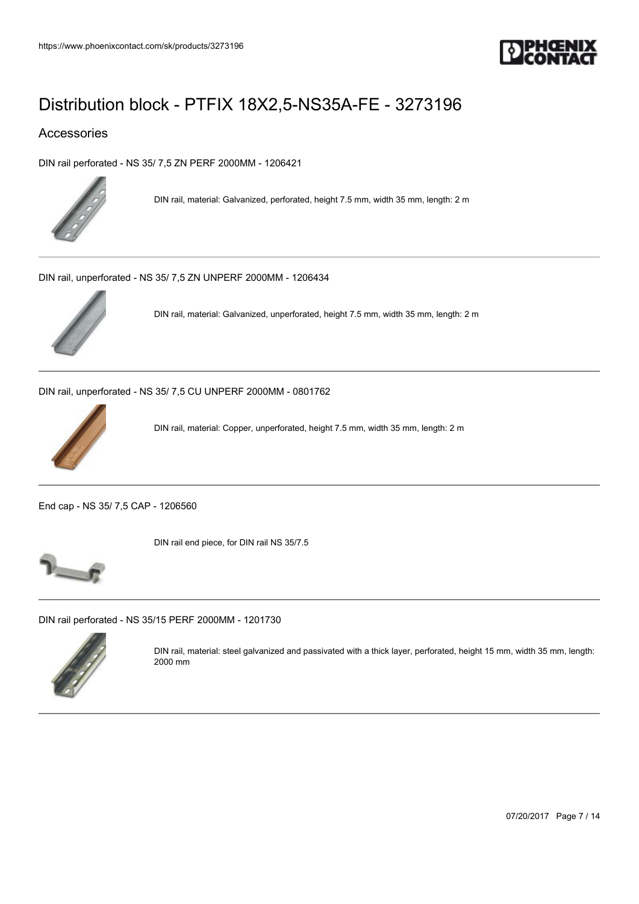# Distribution block - PTFIX 18X2,5-NS35A-FE - 3273196

## Accessories

DIN rail perforated - NS 35/ 7,5 ZN PERF 2000MM - 1206421

DIN rail, material: Galvanized, perforated, height 7.5 mm, width 35 mm, length: 2 m

---

DIN rail, unperforated - NS 35/ 7,5 ZN UNPERF 2000MM - 1206434

DIN rail, material: Galvanized, unperforated, height 7.5 mm, width 35 mm, length: 2 m

---

DIN rail, unperforated - NS 35/ 7,5 CU UNPERF 2000MM - 0801762

DIN rail, material: Copper, unperforated, height 7.5 mm, width 35 mm, length: 2 m

---

End cap - NS 35/ 7,5 CAP - 1206560

DIN rail end piece, for DIN rail NS 35/7.5

---

DIN rail perforated - NS 35/15 PERF 2000MM - 1201730

DIN rail, material: steel galvanized and passivated with a thick layer, perforated, height 15 mm, width 35 mm, length: 2000 mm

---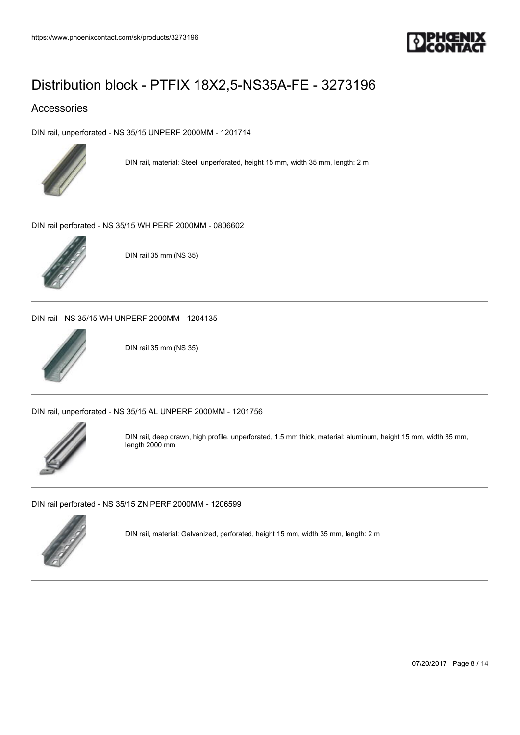# Distribution block - PTFIX 18X2,5-NS35A-FE - 3273196

## Accessories

DIN rail, unperforated - NS 35/15 UNPERF 2000MM - 1201714

DIN rail, material: Steel, unperforated, height 15 mm, width 35 mm, length: 2 m

---

DIN rail perforated - NS 35/15 WH PERF 2000MM - 0806602

DIN rail 35 mm (NS 35)

---

DIN rail - NS 35/15 WH UNPERF 2000MM - 1204135

DIN rail 35 mm (NS 35)

---

DIN rail, unperforated - NS 35/15 AL UNPERF 2000MM - 1201756

DIN rail, deep drawn, high profile, unperforated, 1.5 mm thick, material: aluminum, height 15 mm, width 35 mm, length 2000 mm

---

DIN rail perforated - NS 35/15 ZN PERF 2000MM - 1206599

DIN rail, material: Galvanized, perforated, height 15 mm, width 35 mm, length: 2 m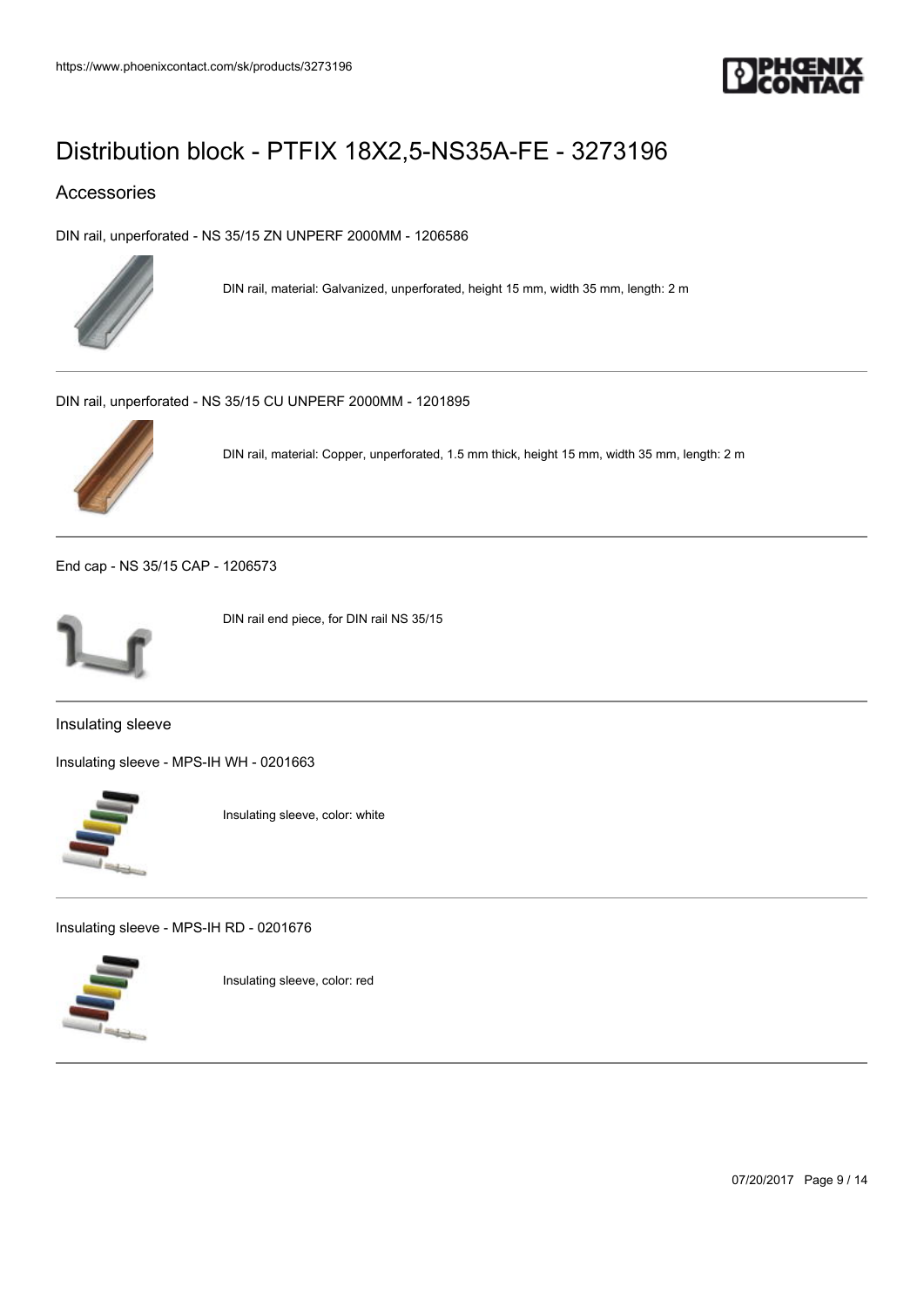# Distribution block - PTFIX 18X2,5-NS35A-FE - 3273196

## Accessories

DIN rail, unperforated - NS 35/15 ZN UNPERF 2000MM - 1206586

DIN rail, material: Galvanized, unperforated, height 15 mm, width 35 mm, length: 2 m

---

DIN rail, unperforated - NS 35/15 CU UNPERF 2000MM - 1201895

DIN rail, material: Copper, unperforated, 1.5 mm thick, height 15 mm, width 35 mm, length: 2 m

---

End cap - NS 35/15 CAP - 1206573

DIN rail end piece, for DIN rail NS 35/15

---

### Insulating sleeve

Insulating sleeve - MPS-IH WH - 0201663

Insulating sleeve, color: white

---

Insulating sleeve - MPS-IH RD - 0201676

Insulating sleeve, color: red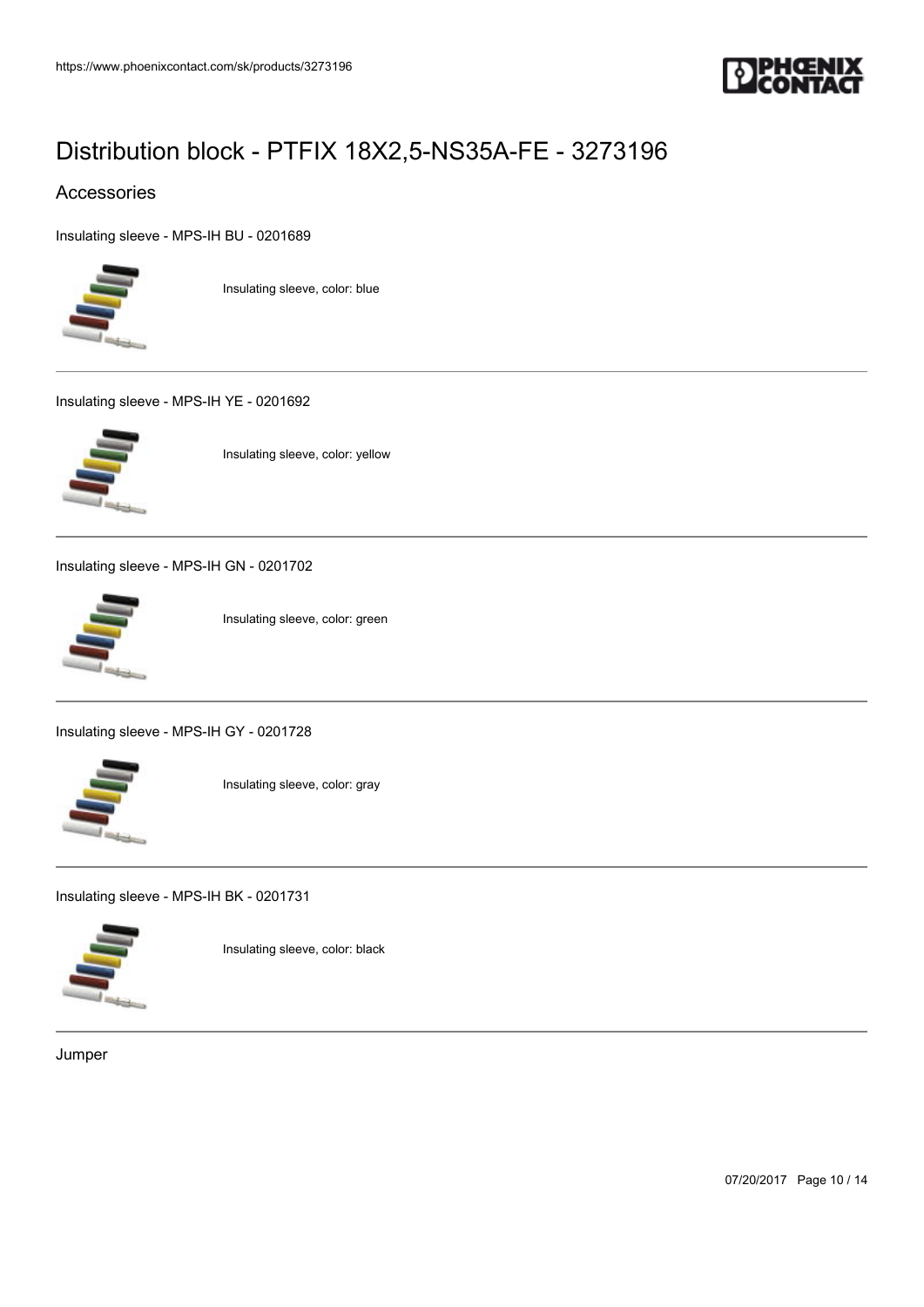# Distribution block - PTFIX 18X2,5-NS35A-FE - 3273196

## Accessories

Insulating sleeve - MPS-IH BU - 0201689

Insulating sleeve, color: blue

---

Insulating sleeve - MPS-IH YE - 0201692

Insulating sleeve, color: yellow

---

Insulating sleeve - MPS-IH GN - 0201702

Insulating sleeve, color: green

---

Insulating sleeve - MPS-IH GY - 0201728

Insulating sleeve, color: gray

---

Insulating sleeve - MPS-IH BK - 0201731

Insulating sleeve, color: black

---

Jumper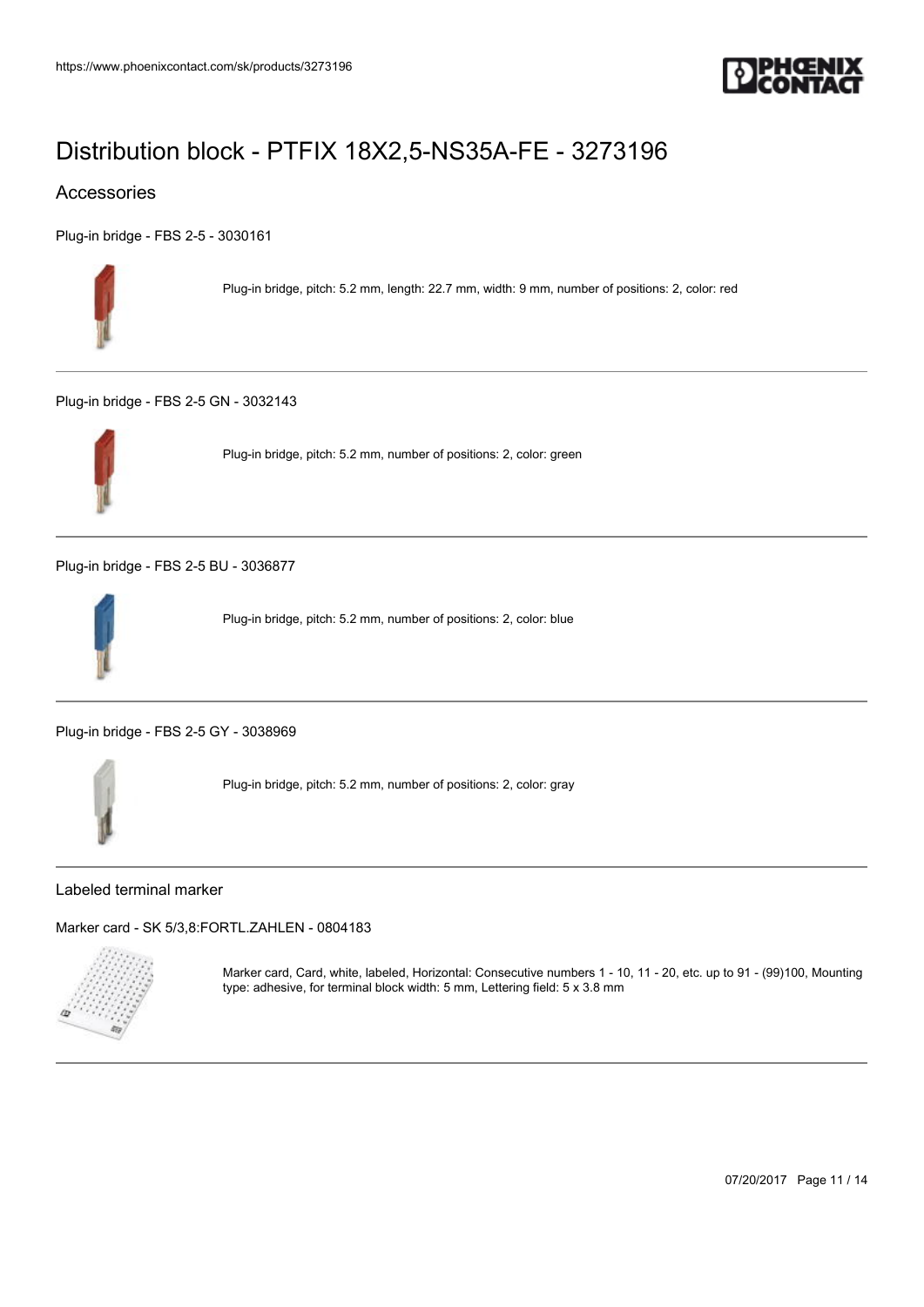# Distribution block - PTFIX 18X2,5-NS35A-FE - 3273196

## Accessories

Plug-in bridge - FBS 2-5 - 3030161

Plug-in bridge, pitch: 5.2 mm, length: 22.7 mm, width: 9 mm, number of positions: 2, color: red

---

Plug-in bridge - FBS 2-5 GN - 3032143

Plug-in bridge, pitch: 5.2 mm, number of positions: 2, color: green

---

Plug-in bridge - FBS 2-5 BU - 3036877

Plug-in bridge, pitch: 5.2 mm, number of positions: 2, color: blue

---

Plug-in bridge - FBS 2-5 GY - 3038969

Plug-in bridge, pitch: 5.2 mm, number of positions: 2, color: gray

---

### Labeled terminal marker

Marker card - SK 5/3,8:FORTL.ZAHLEN - 0804183

Marker card, Card, white, labeled, Horizontal: Consecutive numbers 1 - 10, 11 - 20, etc. up to 91 - (99)100, Mounting type: adhesive, for terminal block width: 5 mm, Lettering field: 5 x 3.8 mm

---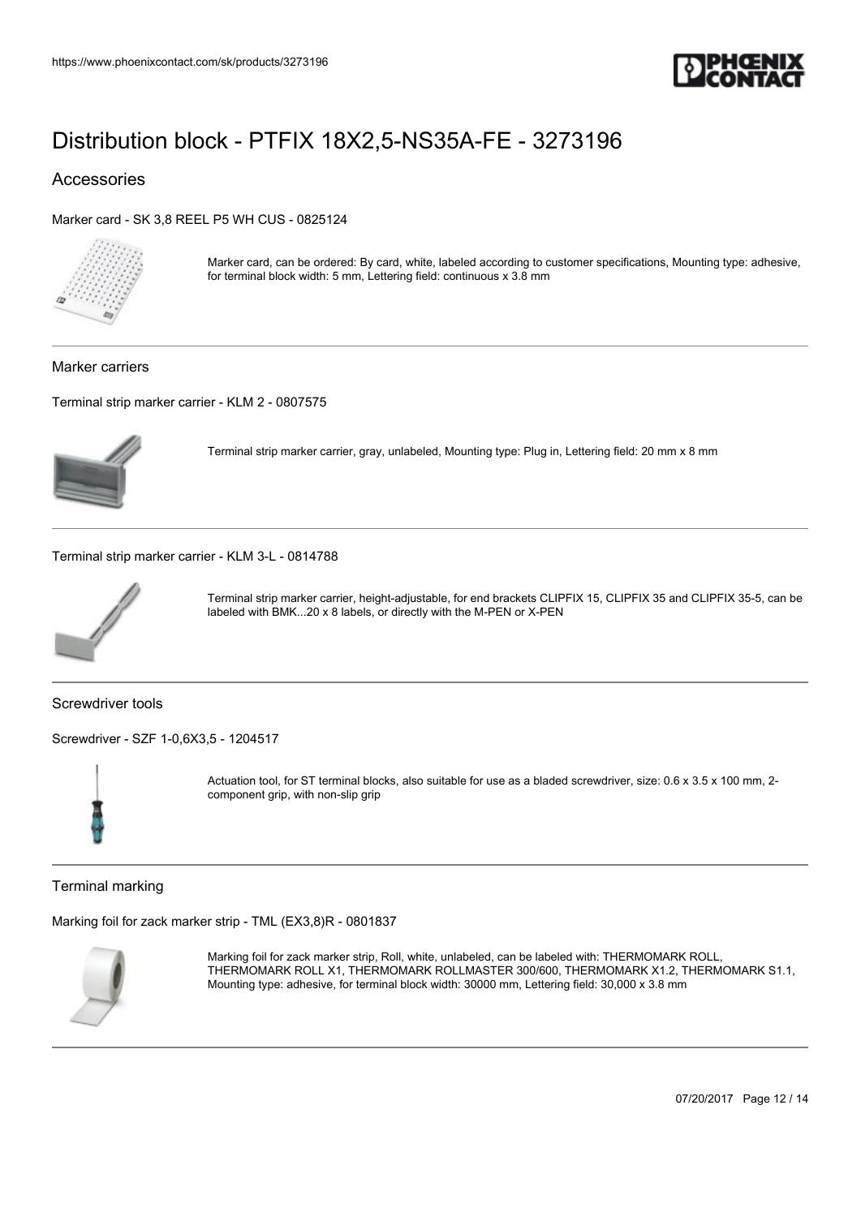# Distribution block - PTFIX 18X2,5-NS35A-FE - 3273196

## Accessories

Marker card - SK 3,8 REEL P5 WH CUS - 0825124

Marker card, can be ordered: By card, white, labeled according to customer specifications, Mounting type: adhesive, for terminal block width: 5 mm, Lettering field: continuous x 3.8 mm

### Marker carriers

Terminal strip marker carrier - KLM 2 - 0807575

Terminal strip marker carrier, gray, unlabeled, Mounting type: Plug in, Lettering field: 20 mm x 8 mm

Terminal strip marker carrier - KLM 3-L - 0814788

Terminal strip marker carrier, height-adjustable, for end brackets CLIPFIX 15, CLIPFIX 35 and CLIPFIX 35-5, can be labeled with BMK...20 x 8 labels, or directly with the M-PEN or X-PEN

### Screwdriver tools

Screwdriver - SZF 1-0,6X3,5 - 1204517

Actuation tool, for ST terminal blocks, also suitable for use as a bladed screwdriver, size: 0.6 x 3.5 x 100 mm, 2-component grip, with non-slip grip

### Terminal marking

Marking foil for zack marker strip - TML (EX3,8)R - 0801837

Marking foil for zack marker strip, Roll, white, unlabeled, can be labeled with: THERMOMARK ROLL, THERMOMARK ROLL X1, THERMOMARK ROLLMASTER 300/600, THERMOMARK X1.2, THERMOMARK S1.1, Mounting type: adhesive, for terminal block width: 30000 mm, Lettering field: 30,000 x 3.8 mm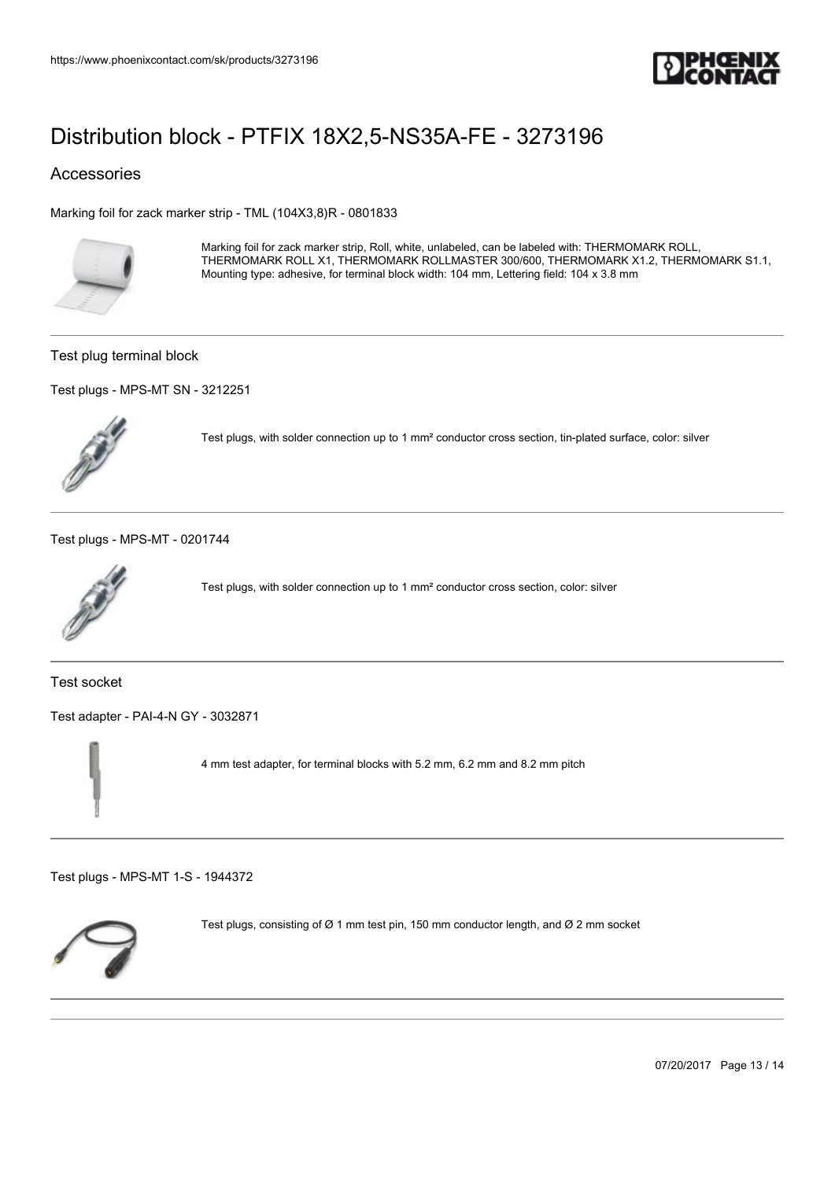# Distribution block - PTFIX 18X2,5-NS35A-FE - 3273196

## Accessories

Marking foil for zack marker strip - TML (104X3,8)R - 0801833

Marking foil for zack marker strip, Roll, white, unlabeled, can be labeled with: THERMOMARK ROLL, THERMOMARK ROLL X1, THERMOMARK ROLLMASTER 300/600, THERMOMARK X1.2, THERMOMARK S1.1, Mounting type: adhesive, for terminal block width: 104 mm, Lettering field: 104 x 3.8 mm

### Test plug terminal block

Test plugs - MPS-MT SN - 3212251

Test plugs, with solder connection up to 1 mm² conductor cross section, tin-plated surface, color: silver

Test plugs - MPS-MT - 0201744

Test plugs, with solder connection up to 1 mm² conductor cross section, color: silver

### Test socket

Test adapter - PAI-4-N GY - 3032871

4 mm test adapter, for terminal blocks with 5.2 mm, 6.2 mm and 8.2 mm pitch

Test plugs - MPS-MT 1-S - 1944372

Test plugs, consisting of Ø 1 mm test pin, 150 mm conductor length, and Ø 2 mm socket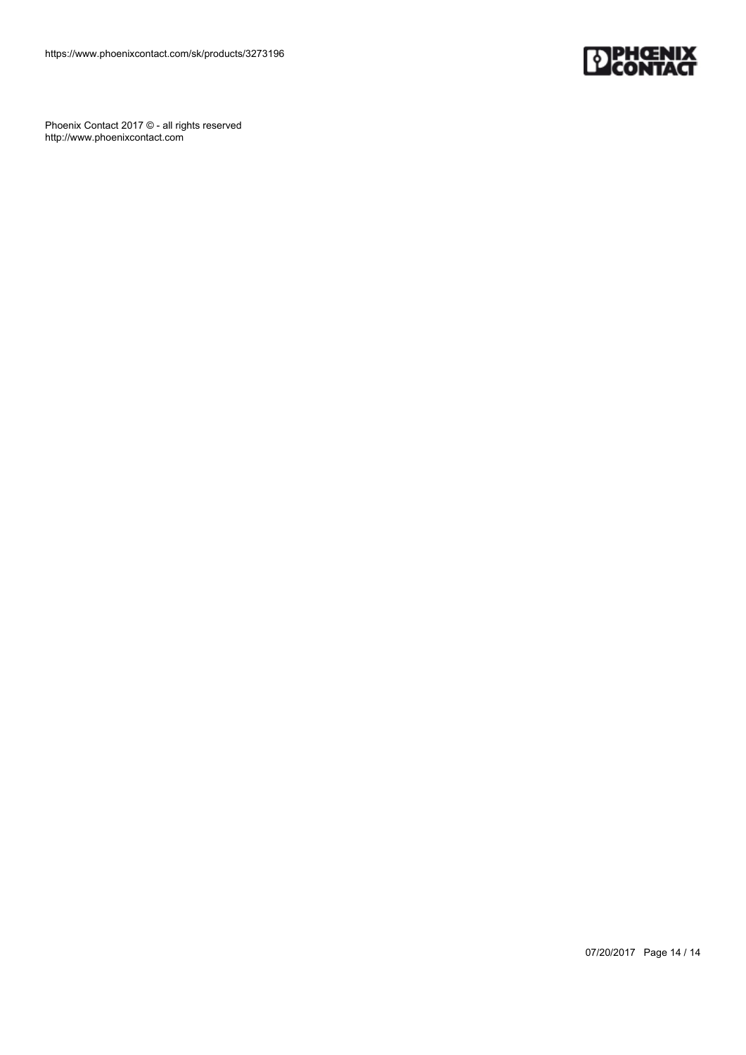Phoenix Contact 2017 © - all rights reserved
http://www.phoenixcontact.com